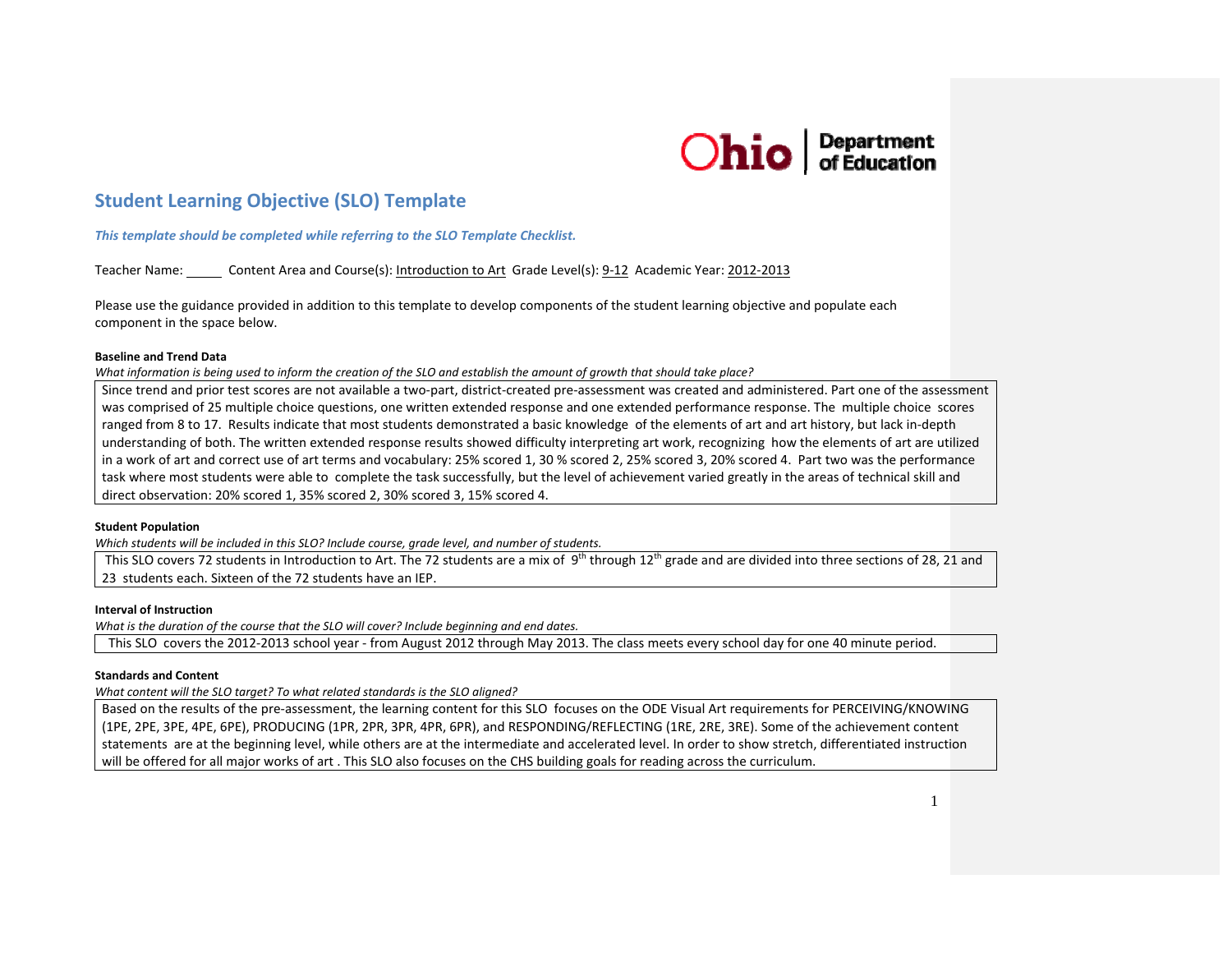Ohio | Department of Education

# Student Learning Objective (SLO) Template

***This template should be completed while referring to the SLO Template Checklist.***

Teacher Name: _____ Content Area and Course(s): Introduction to Art Grade Level(s): 9-12 Academic Year: 2012-2013

Please use the guidance provided in addition to this template to develop components of the student learning objective and populate each component in the space below.

**Baseline and Trend Data**

*What information is being used to inform the creation of the SLO and establish the amount of growth that should take place?*

Since trend and prior test scores are not available a two-part, district-created pre-assessment was created and administered. Part one of the assessment was comprised of 25 multiple choice questions, one written extended response and one extended performance response. The multiple choice scores ranged from 8 to 17. Results indicate that most students demonstrated a basic knowledge of the elements of art and art history, but lack in-depth understanding of both. The written extended response results showed difficulty interpreting art work, recognizing how the elements of art are utilized in a work of art and correct use of art terms and vocabulary: 25% scored 1, 30 % scored 2, 25% scored 3, 20% scored 4. Part two was the performance task where most students were able to complete the task successfully, but the level of achievement varied greatly in the areas of technical skill and direct observation: 20% scored 1, 35% scored 2, 30% scored 3, 15% scored 4.

**Student Population**

*Which students will be included in this SLO? Include course, grade level, and number of students.*

This SLO covers 72 students in Introduction to Art. The 72 students are a mix of 9th through 12th grade and are divided into three sections of 28, 21 and 23 students each. Sixteen of the 72 students have an IEP.

**Interval of Instruction**

*What is the duration of the course that the SLO will cover? Include beginning and end dates.*

This SLO covers the 2012-2013 school year - from August 2012 through May 2013. The class meets every school day for one 40 minute period.

**Standards and Content**

*What content will the SLO target? To what related standards is the SLO aligned?*

Based on the results of the pre-assessment, the learning content for this SLO focuses on the ODE Visual Art requirements for PERCEIVING/KNOWING (1PE, 2PE, 3PE, 4PE, 6PE), PRODUCING (1PR, 2PR, 3PR, 4PR, 6PR), and RESPONDING/REFLECTING (1RE, 2RE, 3RE). Some of the achievement content statements are at the beginning level, while others are at the intermediate and accelerated level. In order to show stretch, differentiated instruction will be offered for all major works of art . This SLO also focuses on the CHS building goals for reading across the curriculum.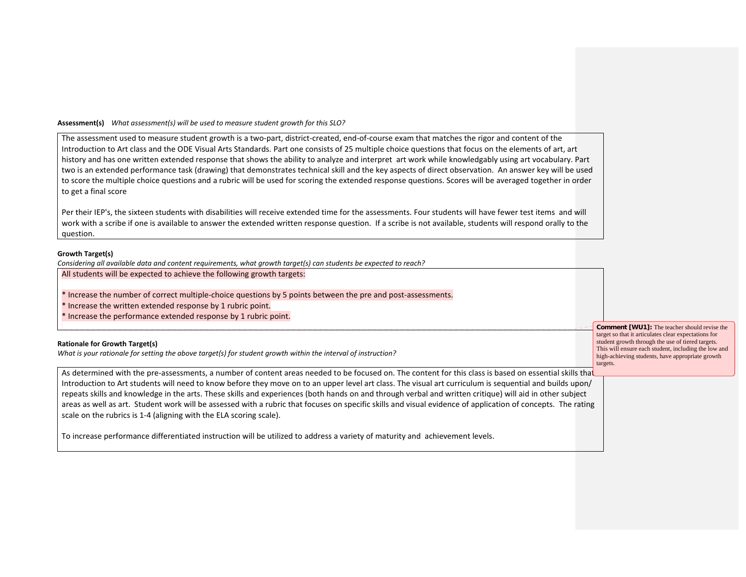**Assessment(s)** *What assessment(s) will be used to measure student growth for this SLO?*

The assessment used to measure student growth is a two-part, district-created, end-of-course exam that matches the rigor and content of the Introduction to Art class and the ODE Visual Arts Standards. Part one consists of 25 multiple choice questions that focus on the elements of art, art history and has one written extended response that shows the ability to analyze and interpret art work while knowledgably using art vocabulary. Part two is an extended performance task (drawing) that demonstrates technical skill and the key aspects of direct observation. An answer key will be used to score the multiple choice questions and a rubric will be used for scoring the extended response questions. Scores will be averaged together in order to get a final score

Per their IEP's, the sixteen students with disabilities will receive extended time for the assessments. Four students will have fewer test items and will work with a scribe if one is available to answer the extended written response question. If a scribe is not available, students will respond orally to the question.

**Growth Target(s)**

*Considering all available data and content requirements, what growth target(s) can students be expected to reach?*

All students will be expected to achieve the following growth targets:

* Increase the number of correct multiple-choice questions by 5 points between the pre and post-assessments.
* Increase the written extended response by 1 rubric point.
* Increase the performance extended response by 1 rubric point.

**Comment [WU1]:** The teacher should revise the target so that it articulates clear expectations for student growth through the use of tiered targets. This will ensure each student, including the low and high-achieving students, have appropriate growth targets.

**Rationale for Growth Target(s)**

*What is your rationale for setting the above target(s) for student growth within the interval of instruction?*

As determined with the pre-assessments, a number of content areas needed to be focused on. The content for this class is based on essential skills that Introduction to Art students will need to know before they move on to an upper level art class. The visual art curriculum is sequential and builds upon/ repeats skills and knowledge in the arts. These skills and experiences (both hands on and through verbal and written critique) will aid in other subject areas as well as art. Student work will be assessed with a rubric that focuses on specific skills and visual evidence of application of concepts. The rating scale on the rubrics is 1-4 (aligning with the ELA scoring scale).

To increase performance differentiated instruction will be utilized to address a variety of maturity and achievement levels.